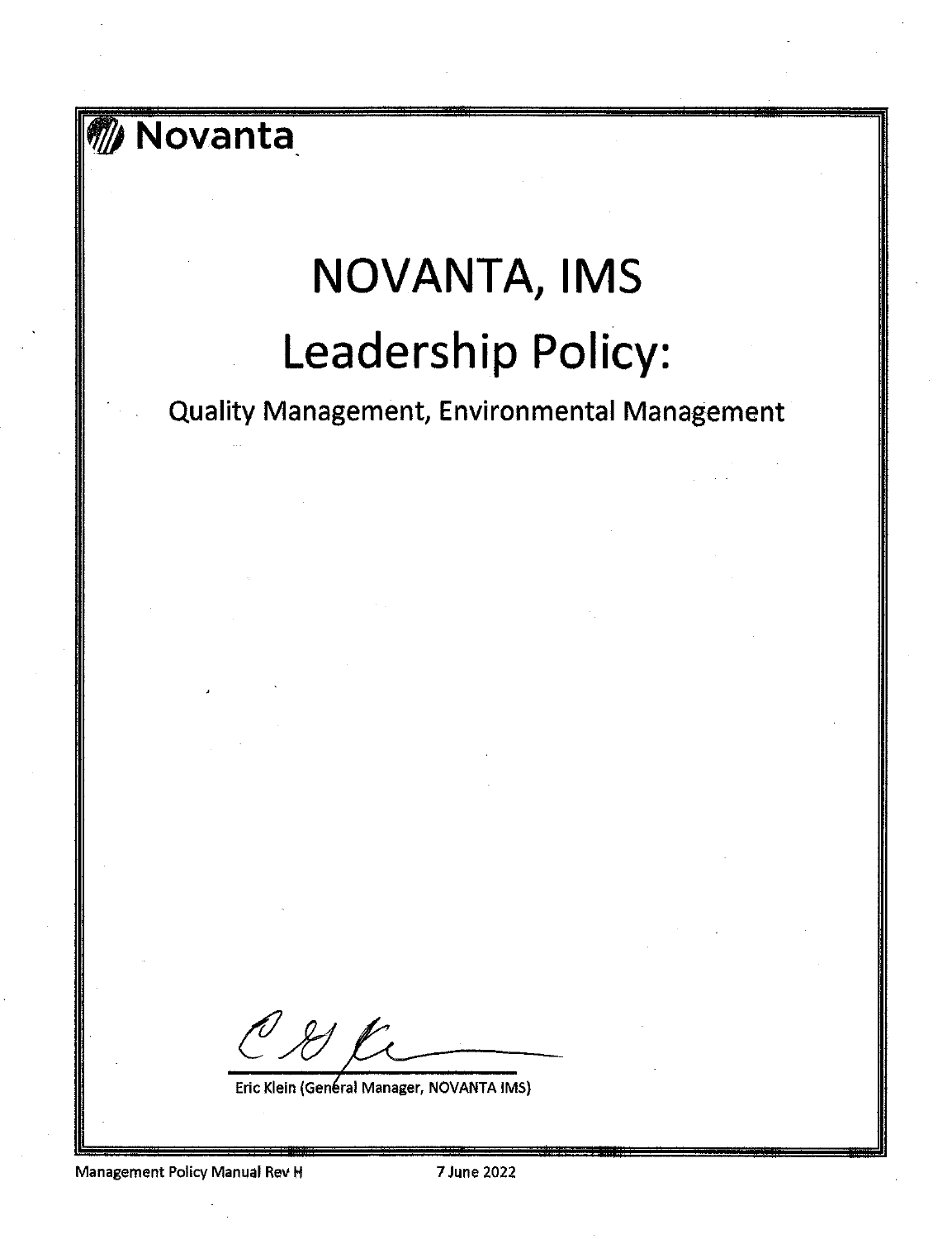Novanta

# NOVANTA, IMS

# Leadership Policy:

## Quality Management, Environmental Management

Eric Klein (General Manager, NOVANTA IMS)

Management Policy Manual Rev H 7 June 2022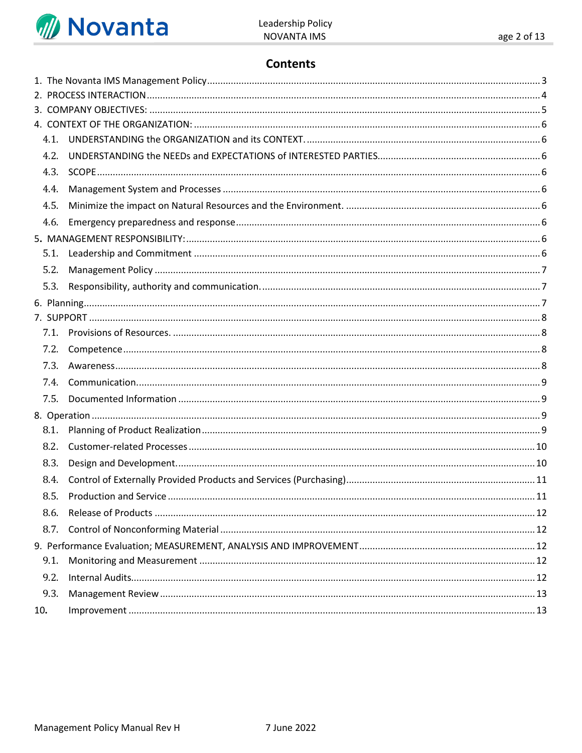# Contents

1. The Novanta IMS Management Policy ........ 3
2. PROCESS INTERACTION ........ 4
3. COMPANY OBJECTIVES: ........ 5
4. CONTEXT OF THE ORGANIZATION: ........ 6
   - 4.1. UNDERSTANDING the ORGANIZATION and its CONTEXT. ........ 6
   - 4.2. UNDERSTANDING the NEEDs and EXPECTATIONS of INTERESTED PARTIES. ........ 6
   - 4.3. SCOPE ........ 6
   - 4.4. Management System and Processes ........ 6
   - 4.5. Minimize the impact on Natural Resources and the Environment. ........ 6
   - 4.6. Emergency preparedness and response ........ 6
5. MANAGEMENT RESPONSIBILITY: ........ 6
   - 5.1. Leadership and Commitment ........ 6
   - 5.2. Management Policy ........ 7
   - 5.3. Responsibility, authority and communication. ........ 7
6. Planning ........ 7
7. SUPPORT ........ 8
   - 7.1. Provisions of Resources. ........ 8
   - 7.2. Competence ........ 8
   - 7.3. Awareness ........ 8
   - 7.4. Communication ........ 9
   - 7.5. Documented Information ........ 9
8. Operation ........ 9
   - 8.1. Planning of Product Realization ........ 9
   - 8.2. Customer-related Processes ........ 10
   - 8.3. Design and Development ........ 10
   - 8.4. Control of Externally Provided Products and Services (Purchasing) ........ 11
   - 8.5. Production and Service ........ 11
   - 8.6. Release of Products ........ 12
   - 8.7. Control of Nonconforming Material ........ 12
9. Performance Evaluation; MEASUREMENT, ANALYSIS AND IMPROVEMENT ........ 12
   - 9.1. Monitoring and Measurement ........ 12
   - 9.2. Internal Audits ........ 12
   - 9.3. Management Review ........ 13
10. Improvement ........ 13

Management Policy Manual Rev H 7 June 2022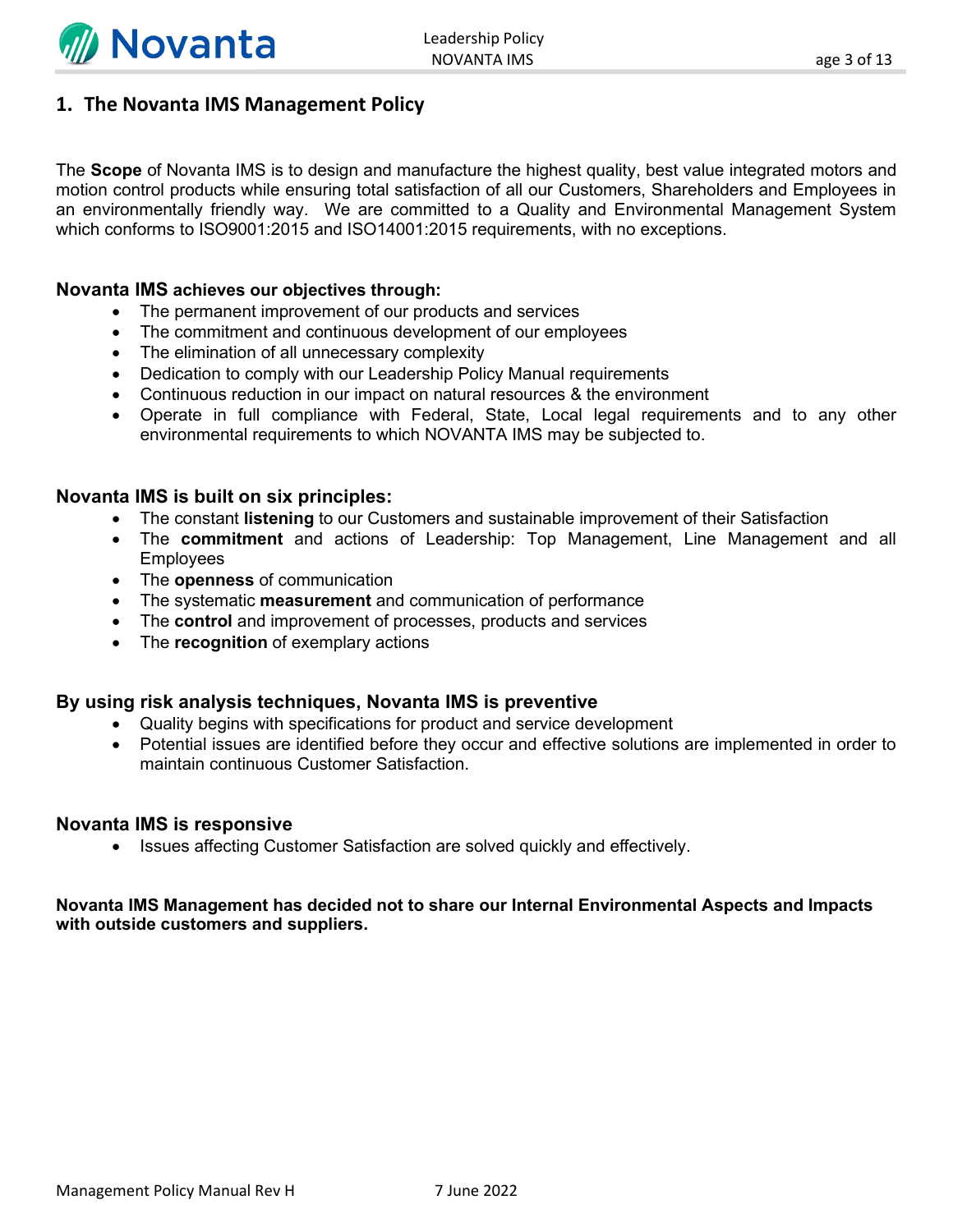## 1. The Novanta IMS Management Policy

The **Scope** of Novanta IMS is to design and manufacture the highest quality, best value integrated motors and motion control products while ensuring total satisfaction of all our Customers, Shareholders and Employees in an environmentally friendly way. We are committed to a Quality and Environmental Management System which conforms to ISO9001:2015 and ISO14001:2015 requirements, with no exceptions.

**Novanta IMS achieves our objectives through:**

- The permanent improvement of our products and services
- The commitment and continuous development of our employees
- The elimination of all unnecessary complexity
- Dedication to comply with our Leadership Policy Manual requirements
- Continuous reduction in our impact on natural resources & the environment
- Operate in full compliance with Federal, State, Local legal requirements and to any other environmental requirements to which NOVANTA IMS may be subjected to.

**Novanta IMS is built on six principles:**

- The constant **listening** to our Customers and sustainable improvement of their Satisfaction
- The **commitment** and actions of Leadership: Top Management, Line Management and all Employees
- The **openness** of communication
- The systematic **measurement** and communication of performance
- The **control** and improvement of processes, products and services
- The **recognition** of exemplary actions

**By using risk analysis techniques, Novanta IMS is preventive**

- Quality begins with specifications for product and service development
- Potential issues are identified before they occur and effective solutions are implemented in order to maintain continuous Customer Satisfaction.

**Novanta IMS is responsive**

- Issues affecting Customer Satisfaction are solved quickly and effectively.

**Novanta IMS Management has decided not to share our Internal Environmental Aspects and Impacts with outside customers and suppliers.**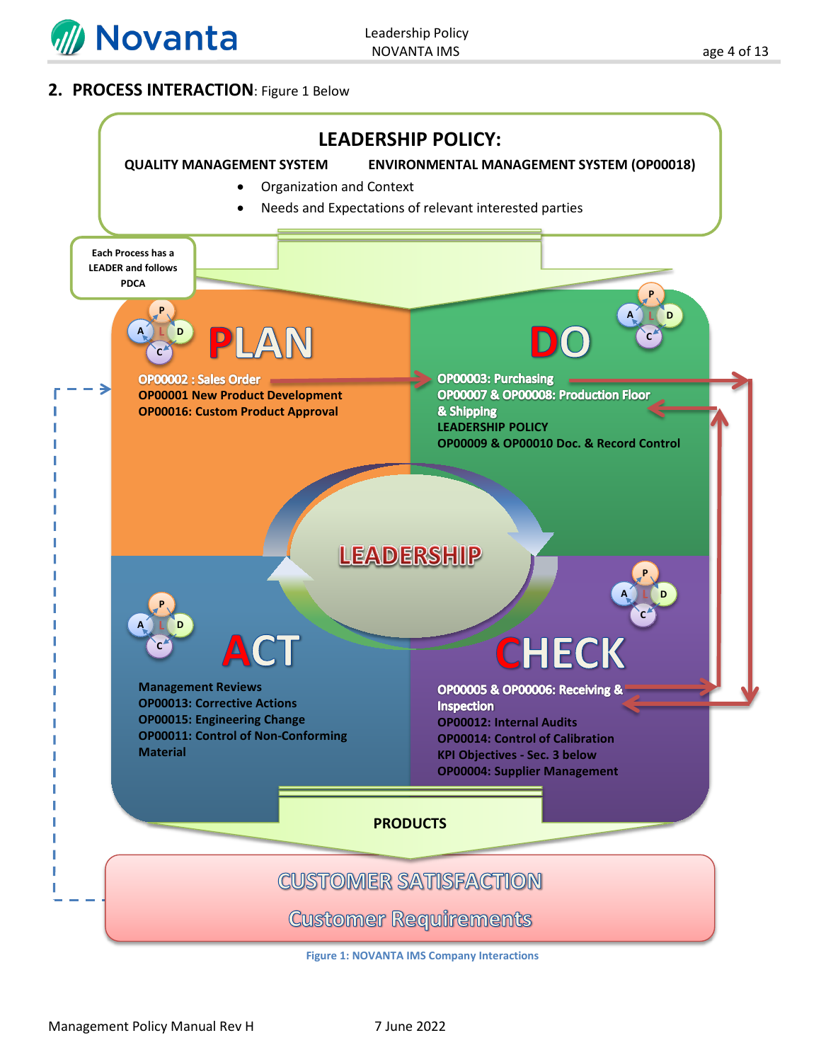## 2. PROCESS INTERACTION: Figure 1 Below

**LEADERSHIP POLICY:**

**QUALITY MANAGEMENT SYSTEM** **ENVIRONMENTAL MANAGEMENT SYSTEM (OP00018)**

- Organization and Context
- Needs and Expectations of relevant interested parties

Each Process has a LEADER and follows PDCA

**PLAN**

OP00002 : Sales Order
OP00001 New Product Development
OP00016: Custom Product Approval

**DO**

OP00003: Purchasing
OP00007 & OP00008: Production Floor & Shipping
LEADERSHIP POLICY
OP00009 & OP00010 Doc. & Record Control

**LEADERSHIP**

**ACT**

Management Reviews
OP00013: Corrective Actions
OP00015: Engineering Change
OP00011: Control of Non-Conforming Material

**CHECK**

OP00005 & OP00006: Receiving & Inspection
OP00012: Internal Audits
OP00014: Control of Calibration
KPI Objectives - Sec. 3 below
OP00004: Supplier Management

**PRODUCTS**

CUSTOMER SATISFACTION

Customer Requirements

Figure 1: NOVANTA IMS Company Interactions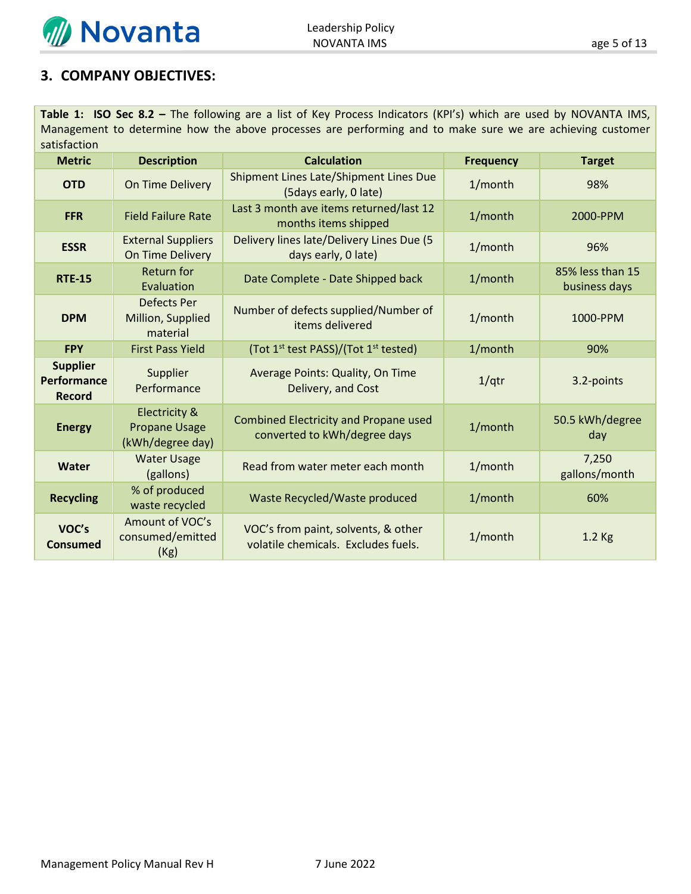## 3. COMPANY OBJECTIVES:

**Table 1: ISO Sec 8.2 –** The following are a list of Key Process Indicators (KPI's) which are used by NOVANTA IMS, Management to determine how the above processes are performing and to make sure we are achieving customer satisfaction

| Metric | Description | Calculation | Frequency | Target |
|---|---|---|---|---|
| **OTD** | On Time Delivery | Shipment Lines Late/Shipment Lines Due (5days early, 0 late) | 1/month | 98% |
| **FFR** | Field Failure Rate | Last 3 month ave items returned/last 12 months items shipped | 1/month | 2000-PPM |
| **ESSR** | External Suppliers On Time Delivery | Delivery lines late/Delivery Lines Due (5 days early, 0 late) | 1/month | 96% |
| **RTE-15** | Return for Evaluation | Date Complete - Date Shipped back | 1/month | 85% less than 15 business days |
| **DPM** | Defects Per Million, Supplied material | Number of defects supplied/Number of items delivered | 1/month | 1000-PPM |
| **FPY** | First Pass Yield | (Tot 1st test PASS)/(Tot 1st tested) | 1/month | 90% |
| **Supplier Performance Record** | Supplier Performance | Average Points: Quality, On Time Delivery, and Cost | 1/qtr | 3.2-points |
| **Energy** | Electricity & Propane Usage (kWh/degree day) | Combined Electricity and Propane used converted to kWh/degree days | 1/month | 50.5 kWh/degree day |
| **Water** | Water Usage (gallons) | Read from water meter each month | 1/month | 7,250 gallons/month |
| **Recycling** | % of produced waste recycled | Waste Recycled/Waste produced | 1/month | 60% |
| **VOC's Consumed** | Amount of VOC's consumed/emitted (Kg) | VOC's from paint, solvents, & other volatile chemicals. Excludes fuels. | 1/month | 1.2 Kg |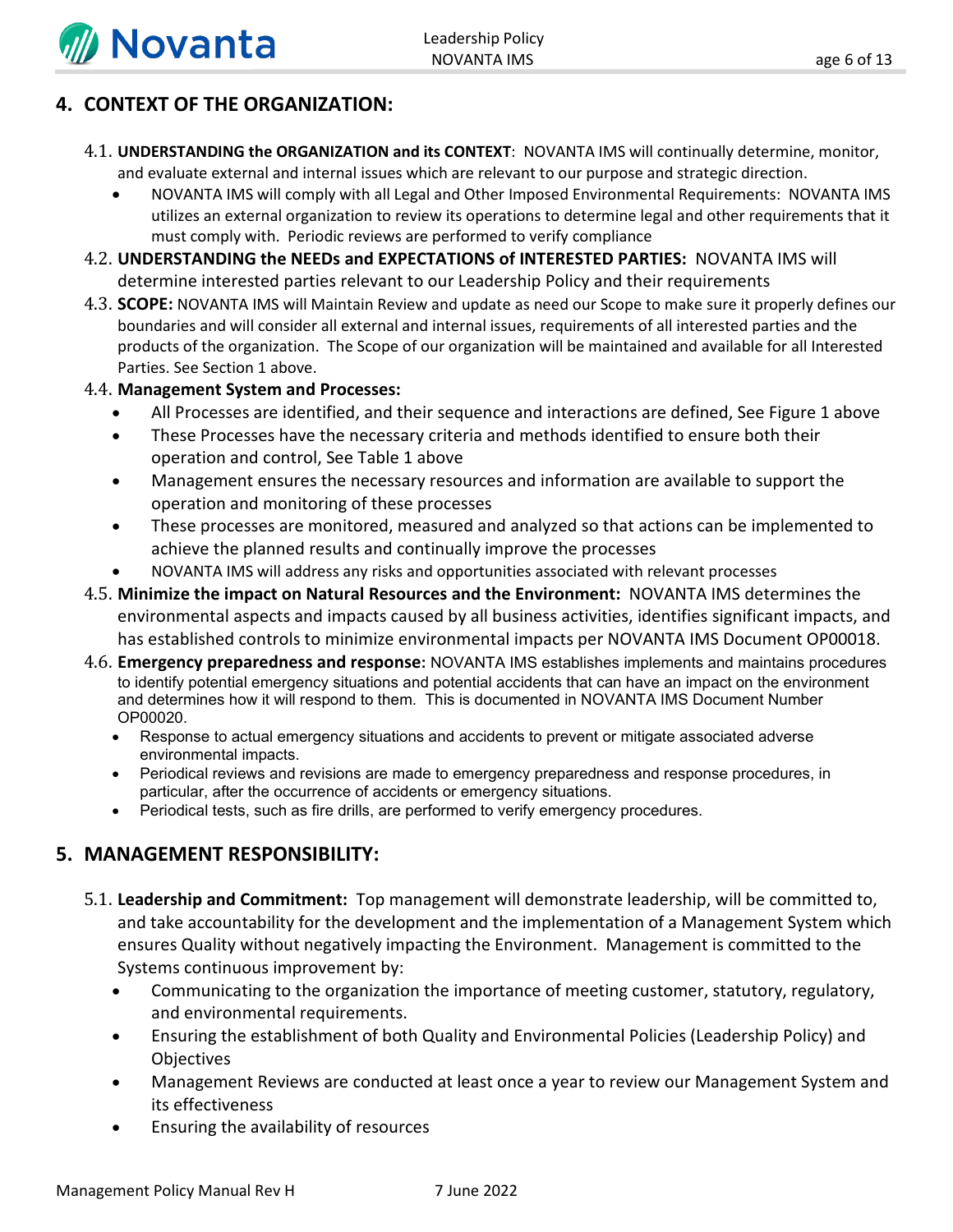## 4. CONTEXT OF THE ORGANIZATION:

4.1. **UNDERSTANDING the ORGANIZATION and its CONTEXT**: NOVANTA IMS will continually determine, monitor, and evaluate external and internal issues which are relevant to our purpose and strategic direction.

- NOVANTA IMS will comply with all Legal and Other Imposed Environmental Requirements: NOVANTA IMS utilizes an external organization to review its operations to determine legal and other requirements that it must comply with. Periodic reviews are performed to verify compliance

4.2. **UNDERSTANDING the NEEDs and EXPECTATIONS of INTERESTED PARTIES:** NOVANTA IMS will determine interested parties relevant to our Leadership Policy and their requirements

4.3. **SCOPE:** NOVANTA IMS will Maintain Review and update as need our Scope to make sure it properly defines our boundaries and will consider all external and internal issues, requirements of all interested parties and the products of the organization. The Scope of our organization will be maintained and available for all Interested Parties. See Section 1 above.

4.4. **Management System and Processes:**

- All Processes are identified, and their sequence and interactions are defined, See Figure 1 above
- These Processes have the necessary criteria and methods identified to ensure both their operation and control, See Table 1 above
- Management ensures the necessary resources and information are available to support the operation and monitoring of these processes
- These processes are monitored, measured and analyzed so that actions can be implemented to achieve the planned results and continually improve the processes
- NOVANTA IMS will address any risks and opportunities associated with relevant processes

4.5. **Minimize the impact on Natural Resources and the Environment:** NOVANTA IMS determines the environmental aspects and impacts caused by all business activities, identifies significant impacts, and has established controls to minimize environmental impacts per NOVANTA IMS Document OP00018.

4.6. **Emergency preparedness and response:** NOVANTA IMS establishes implements and maintains procedures to identify potential emergency situations and potential accidents that can have an impact on the environment and determines how it will respond to them. This is documented in NOVANTA IMS Document Number OP00020.

- Response to actual emergency situations and accidents to prevent or mitigate associated adverse environmental impacts.
- Periodical reviews and revisions are made to emergency preparedness and response procedures, in particular, after the occurrence of accidents or emergency situations.
- Periodical tests, such as fire drills, are performed to verify emergency procedures.

## 5. MANAGEMENT RESPONSIBILITY:

5.1. **Leadership and Commitment:** Top management will demonstrate leadership, will be committed to, and take accountability for the development and the implementation of a Management System which ensures Quality without negatively impacting the Environment. Management is committed to the Systems continuous improvement by:

- Communicating to the organization the importance of meeting customer, statutory, regulatory, and environmental requirements.
- Ensuring the establishment of both Quality and Environmental Policies (Leadership Policy) and Objectives
- Management Reviews are conducted at least once a year to review our Management System and its effectiveness
- Ensuring the availability of resources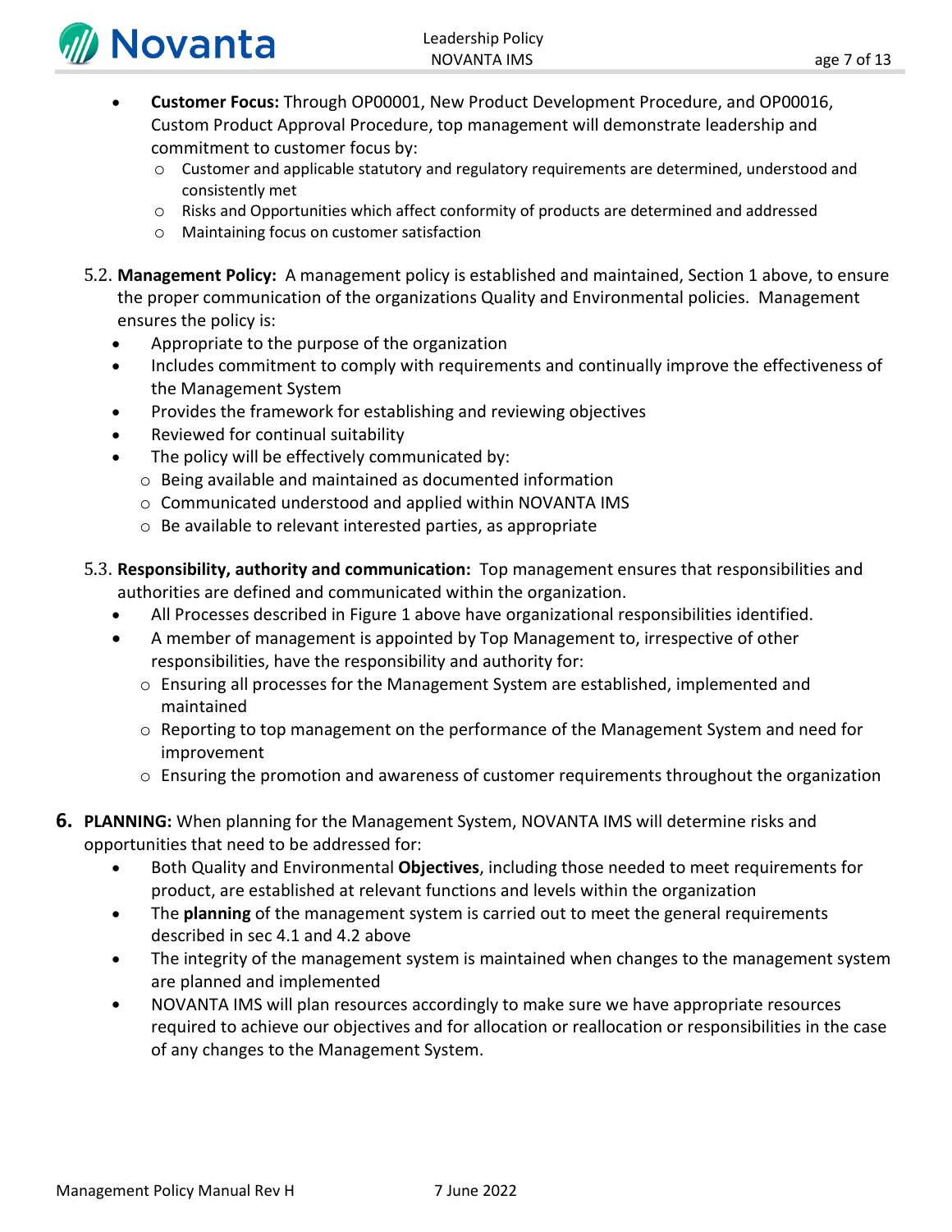- **Customer Focus:** Through OP00001, New Product Development Procedure, and OP00016, Custom Product Approval Procedure, top management will demonstrate leadership and commitment to customer focus by:
    - Customer and applicable statutory and regulatory requirements are determined, understood and consistently met
    - Risks and Opportunities which affect conformity of products are determined and addressed
    - Maintaining focus on customer satisfaction

5.2. **Management Policy:** A management policy is established and maintained, Section 1 above, to ensure the proper communication of the organizations Quality and Environmental policies. Management ensures the policy is:

- Appropriate to the purpose of the organization
- Includes commitment to comply with requirements and continually improve the effectiveness of the Management System
- Provides the framework for establishing and reviewing objectives
- Reviewed for continual suitability
- The policy will be effectively communicated by:
    - Being available and maintained as documented information
    - Communicated understood and applied within NOVANTA IMS
    - Be available to relevant interested parties, as appropriate

5.3. **Responsibility, authority and communication:** Top management ensures that responsibilities and authorities are defined and communicated within the organization.

- All Processes described in Figure 1 above have organizational responsibilities identified.
- A member of management is appointed by Top Management to, irrespective of other responsibilities, have the responsibility and authority for:
    - Ensuring all processes for the Management System are established, implemented and maintained
    - Reporting to top management on the performance of the Management System and need for improvement
    - Ensuring the promotion and awareness of customer requirements throughout the organization

## 6. **PLANNING:** When planning for the Management System, NOVANTA IMS will determine risks and opportunities that need to be addressed for:

- Both Quality and Environmental **Objectives**, including those needed to meet requirements for product, are established at relevant functions and levels within the organization
- The **planning** of the management system is carried out to meet the general requirements described in sec 4.1 and 4.2 above
- The integrity of the management system is maintained when changes to the management system are planned and implemented
- NOVANTA IMS will plan resources accordingly to make sure we have appropriate resources required to achieve our objectives and for allocation or reallocation or responsibilities in the case of any changes to the Management System.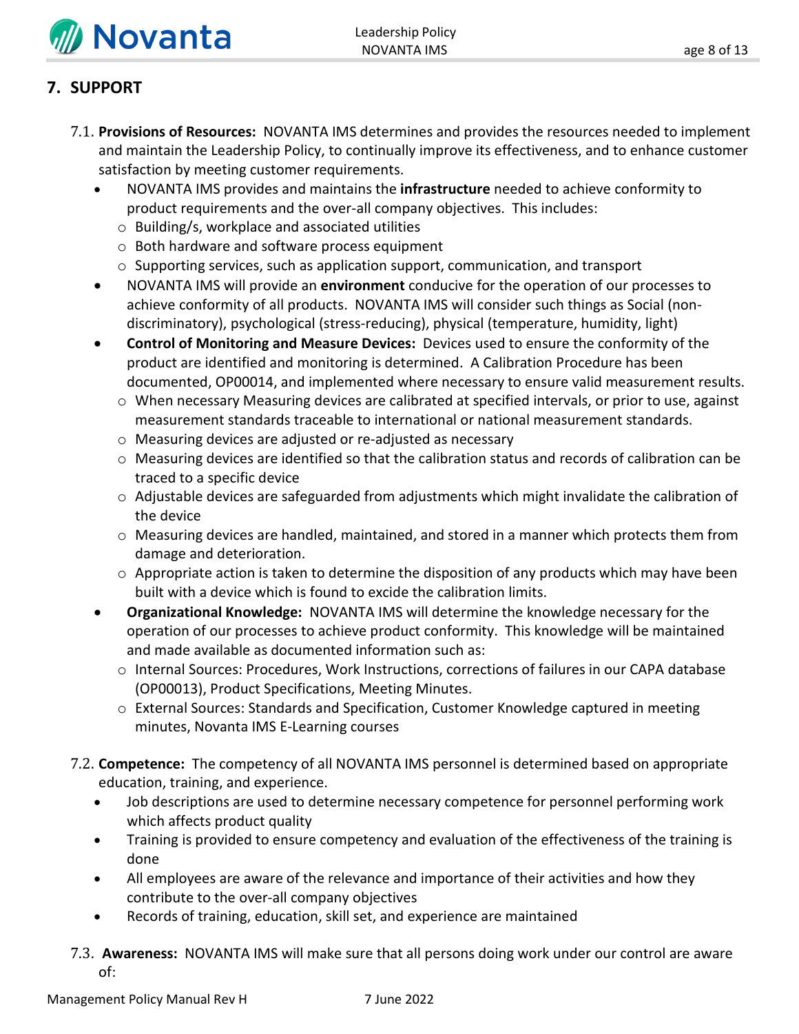## 7. SUPPORT

7.1. **Provisions of Resources:** NOVANTA IMS determines and provides the resources needed to implement and maintain the Leadership Policy, to continually improve its effectiveness, and to enhance customer satisfaction by meeting customer requirements.

- NOVANTA IMS provides and maintains the **infrastructure** needed to achieve conformity to product requirements and the over-all company objectives. This includes:
  - Building/s, workplace and associated utilities
  - Both hardware and software process equipment
  - Supporting services, such as application support, communication, and transport
- NOVANTA IMS will provide an **environment** conducive for the operation of our processes to achieve conformity of all products. NOVANTA IMS will consider such things as Social (non-discriminatory), psychological (stress-reducing), physical (temperature, humidity, light)
- **Control of Monitoring and Measure Devices:** Devices used to ensure the conformity of the product are identified and monitoring is determined. A Calibration Procedure has been documented, OP00014, and implemented where necessary to ensure valid measurement results.
  - When necessary Measuring devices are calibrated at specified intervals, or prior to use, against measurement standards traceable to international or national measurement standards.
  - Measuring devices are adjusted or re-adjusted as necessary
  - Measuring devices are identified so that the calibration status and records of calibration can be traced to a specific device
  - Adjustable devices are safeguarded from adjustments which might invalidate the calibration of the device
  - Measuring devices are handled, maintained, and stored in a manner which protects them from damage and deterioration.
  - Appropriate action is taken to determine the disposition of any products which may have been built with a device which is found to excide the calibration limits.
- **Organizational Knowledge:** NOVANTA IMS will determine the knowledge necessary for the operation of our processes to achieve product conformity. This knowledge will be maintained and made available as documented information such as:
  - Internal Sources: Procedures, Work Instructions, corrections of failures in our CAPA database (OP00013), Product Specifications, Meeting Minutes.
  - External Sources: Standards and Specification, Customer Knowledge captured in meeting minutes, Novanta IMS E-Learning courses

7.2. **Competence:** The competency of all NOVANTA IMS personnel is determined based on appropriate education, training, and experience.

- Job descriptions are used to determine necessary competence for personnel performing work which affects product quality
- Training is provided to ensure competency and evaluation of the effectiveness of the training is done
- All employees are aware of the relevance and importance of their activities and how they contribute to the over-all company objectives
- Records of training, education, skill set, and experience are maintained

7.3. **Awareness:** NOVANTA IMS will make sure that all persons doing work under our control are aware of: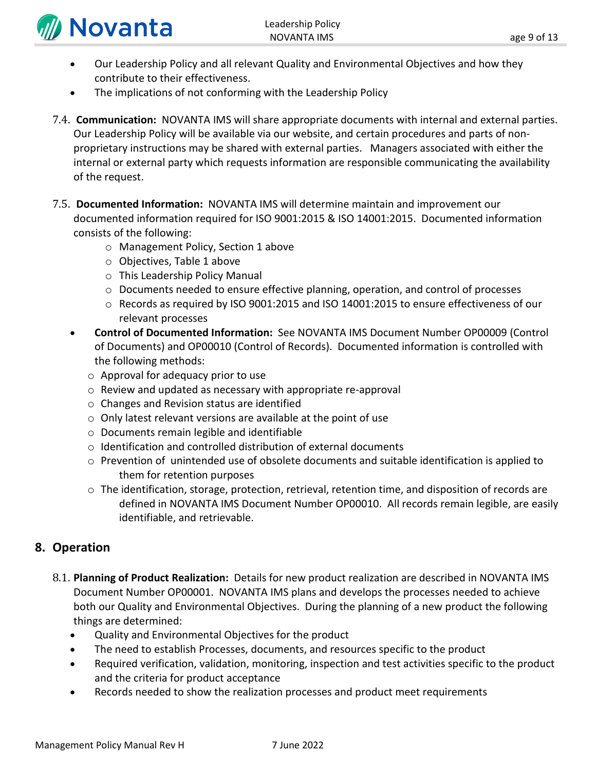- Our Leadership Policy and all relevant Quality and Environmental Objectives and how they contribute to their effectiveness.
- The implications of not conforming with the Leadership Policy

7.4. **Communication:** NOVANTA IMS will share appropriate documents with internal and external parties. Our Leadership Policy will be available via our website, and certain procedures and parts of non-proprietary instructions may be shared with external parties. Managers associated with either the internal or external party which requests information are responsible communicating the availability of the request.

7.5. **Documented Information:** NOVANTA IMS will determine maintain and improvement our documented information required for ISO 9001:2015 & ISO 14001:2015. Documented information consists of the following:

  - Management Policy, Section 1 above
  - Objectives, Table 1 above
  - This Leadership Policy Manual
  - Documents needed to ensure effective planning, operation, and control of processes
  - Records as required by ISO 9001:2015 and ISO 14001:2015 to ensure effectiveness of our relevant processes

- **Control of Documented Information:** See NOVANTA IMS Document Number OP00009 (Control of Documents) and OP00010 (Control of Records). Documented information is controlled with the following methods:
  - Approval for adequacy prior to use
  - Review and updated as necessary with appropriate re-approval
  - Changes and Revision status are identified
  - Only latest relevant versions are available at the point of use
  - Documents remain legible and identifiable
  - Identification and controlled distribution of external documents
  - Prevention of unintended use of obsolete documents and suitable identification is applied to them for retention purposes
  - The identification, storage, protection, retrieval, retention time, and disposition of records are defined in NOVANTA IMS Document Number OP00010. All records remain legible, are easily identifiable, and retrievable.

## 8. Operation

8.1. **Planning of Product Realization:** Details for new product realization are described in NOVANTA IMS Document Number OP00001. NOVANTA IMS plans and develops the processes needed to achieve both our Quality and Environmental Objectives. During the planning of a new product the following things are determined:

- Quality and Environmental Objectives for the product
- The need to establish Processes, documents, and resources specific to the product
- Required verification, validation, monitoring, inspection and test activities specific to the product and the criteria for product acceptance
- Records needed to show the realization processes and product meet requirements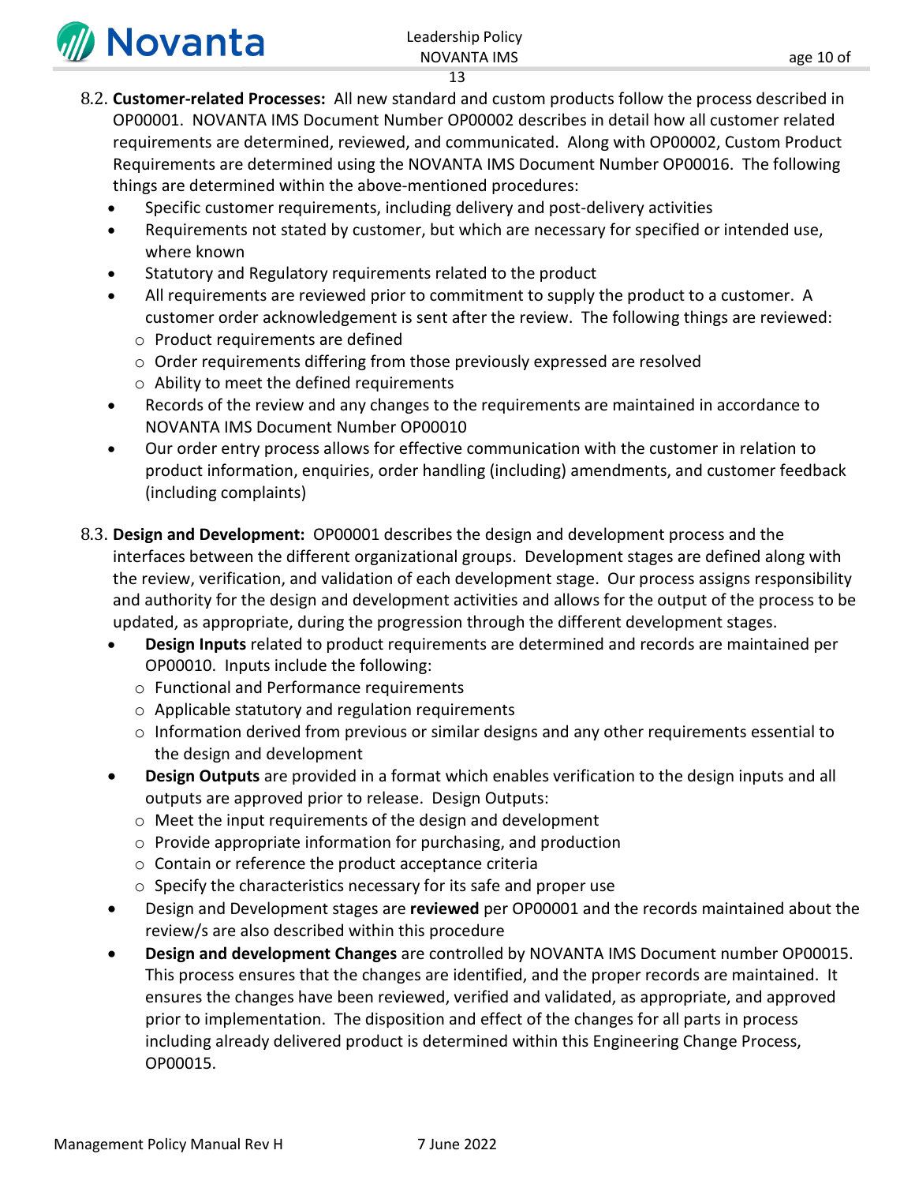8.2. **Customer-related Processes:** All new standard and custom products follow the process described in OP00001. NOVANTA IMS Document Number OP00002 describes in detail how all customer related requirements are determined, reviewed, and communicated. Along with OP00002, Custom Product Requirements are determined using the NOVANTA IMS Document Number OP00016. The following things are determined within the above-mentioned procedures:

- Specific customer requirements, including delivery and post-delivery activities
- Requirements not stated by customer, but which are necessary for specified or intended use, where known
- Statutory and Regulatory requirements related to the product
- All requirements are reviewed prior to commitment to supply the product to a customer. A customer order acknowledgement is sent after the review. The following things are reviewed:
  - Product requirements are defined
  - Order requirements differing from those previously expressed are resolved
  - Ability to meet the defined requirements
- Records of the review and any changes to the requirements are maintained in accordance to NOVANTA IMS Document Number OP00010
- Our order entry process allows for effective communication with the customer in relation to product information, enquiries, order handling (including) amendments, and customer feedback (including complaints)

8.3. **Design and Development:** OP00001 describes the design and development process and the interfaces between the different organizational groups. Development stages are defined along with the review, verification, and validation of each development stage. Our process assigns responsibility and authority for the design and development activities and allows for the output of the process to be updated, as appropriate, during the progression through the different development stages.

- **Design Inputs** related to product requirements are determined and records are maintained per OP00010. Inputs include the following:
  - Functional and Performance requirements
  - Applicable statutory and regulation requirements
  - Information derived from previous or similar designs and any other requirements essential to the design and development
- **Design Outputs** are provided in a format which enables verification to the design inputs and all outputs are approved prior to release. Design Outputs:
  - Meet the input requirements of the design and development
  - Provide appropriate information for purchasing, and production
  - Contain or reference the product acceptance criteria
  - Specify the characteristics necessary for its safe and proper use
- Design and Development stages are **reviewed** per OP00001 and the records maintained about the review/s are also described within this procedure
- **Design and development Changes** are controlled by NOVANTA IMS Document number OP00015. This process ensures that the changes are identified, and the proper records are maintained. It ensures the changes have been reviewed, verified and validated, as appropriate, and approved prior to implementation. The disposition and effect of the changes for all parts in process including already delivered product is determined within this Engineering Change Process, OP00015.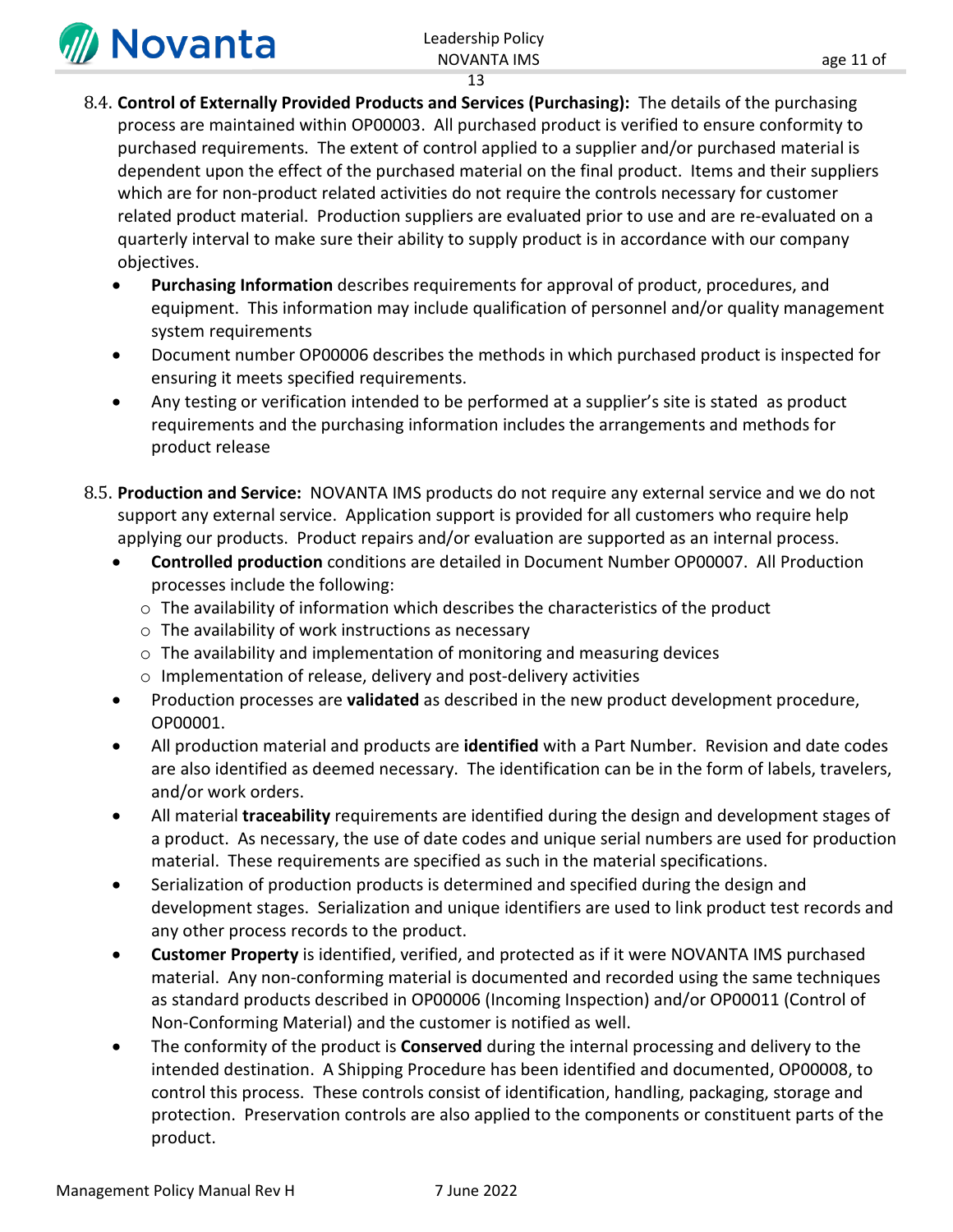8.4. **Control of Externally Provided Products and Services (Purchasing):** The details of the purchasing process are maintained within OP00003. All purchased product is verified to ensure conformity to purchased requirements. The extent of control applied to a supplier and/or purchased material is dependent upon the effect of the purchased material on the final product. Items and their suppliers which are for non-product related activities do not require the controls necessary for customer related product material. Production suppliers are evaluated prior to use and are re-evaluated on a quarterly interval to make sure their ability to supply product is in accordance with our company objectives.

- **Purchasing Information** describes requirements for approval of product, procedures, and equipment. This information may include qualification of personnel and/or quality management system requirements
- Document number OP00006 describes the methods in which purchased product is inspected for ensuring it meets specified requirements.
- Any testing or verification intended to be performed at a supplier's site is stated as product requirements and the purchasing information includes the arrangements and methods for product release

8.5. **Production and Service:** NOVANTA IMS products do not require any external service and we do not support any external service. Application support is provided for all customers who require help applying our products. Product repairs and/or evaluation are supported as an internal process.

- **Controlled production** conditions are detailed in Document Number OP00007. All Production processes include the following:
  - The availability of information which describes the characteristics of the product
  - The availability of work instructions as necessary
  - The availability and implementation of monitoring and measuring devices
  - Implementation of release, delivery and post-delivery activities
- Production processes are **validated** as described in the new product development procedure, OP00001.
- All production material and products are **identified** with a Part Number. Revision and date codes are also identified as deemed necessary. The identification can be in the form of labels, travelers, and/or work orders.
- All material **traceability** requirements are identified during the design and development stages of a product. As necessary, the use of date codes and unique serial numbers are used for production material. These requirements are specified as such in the material specifications.
- Serialization of production products is determined and specified during the design and development stages. Serialization and unique identifiers are used to link product test records and any other process records to the product.
- **Customer Property** is identified, verified, and protected as if it were NOVANTA IMS purchased material. Any non-conforming material is documented and recorded using the same techniques as standard products described in OP00006 (Incoming Inspection) and/or OP00011 (Control of Non-Conforming Material) and the customer is notified as well.
- The conformity of the product is **Conserved** during the internal processing and delivery to the intended destination. A Shipping Procedure has been identified and documented, OP00008, to control this process. These controls consist of identification, handling, packaging, storage and protection. Preservation controls are also applied to the components or constituent parts of the product.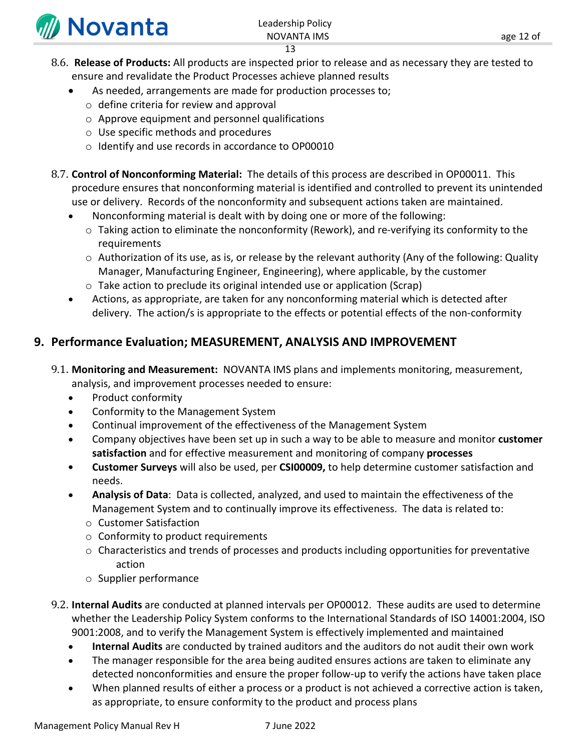8.6. **Release of Products:** All products are inspected prior to release and as necessary they are tested to ensure and revalidate the Product Processes achieve planned results

- As needed, arrangements are made for production processes to;
  - define criteria for review and approval
  - Approve equipment and personnel qualifications
  - Use specific methods and procedures
  - Identify and use records in accordance to OP00010

8.7. **Control of Nonconforming Material:** The details of this process are described in OP00011. This procedure ensures that nonconforming material is identified and controlled to prevent its unintended use or delivery. Records of the nonconformity and subsequent actions taken are maintained.

- Nonconforming material is dealt with by doing one or more of the following:
  - Taking action to eliminate the nonconformity (Rework), and re-verifying its conformity to the requirements
  - Authorization of its use, as is, or release by the relevant authority (Any of the following: Quality Manager, Manufacturing Engineer, Engineering), where applicable, by the customer
  - Take action to preclude its original intended use or application (Scrap)
- Actions, as appropriate, are taken for any nonconforming material which is detected after delivery. The action/s is appropriate to the effects or potential effects of the non-conformity

## 9. Performance Evaluation; MEASUREMENT, ANALYSIS AND IMPROVEMENT

9.1. **Monitoring and Measurement:** NOVANTA IMS plans and implements monitoring, measurement, analysis, and improvement processes needed to ensure:

- Product conformity
- Conformity to the Management System
- Continual improvement of the effectiveness of the Management System
- Company objectives have been set up in such a way to be able to measure and monitor **customer satisfaction** and for effective measurement and monitoring of company **processes**
- **Customer Surveys** will also be used, per **CSI00009,** to help determine customer satisfaction and needs.
- **Analysis of Data**: Data is collected, analyzed, and used to maintain the effectiveness of the Management System and to continually improve its effectiveness. The data is related to:
  - Customer Satisfaction
  - Conformity to product requirements
  - Characteristics and trends of processes and products including opportunities for preventative action
  - Supplier performance

9.2. **Internal Audits** are conducted at planned intervals per OP00012. These audits are used to determine whether the Leadership Policy System conforms to the International Standards of ISO 14001:2004, ISO 9001:2008, and to verify the Management System is effectively implemented and maintained

- **Internal Audits** are conducted by trained auditors and the auditors do not audit their own work
- The manager responsible for the area being audited ensures actions are taken to eliminate any detected nonconformities and ensure the proper follow-up to verify the actions have taken place
- When planned results of either a process or a product is not achieved a corrective action is taken, as appropriate, to ensure conformity to the product and process plans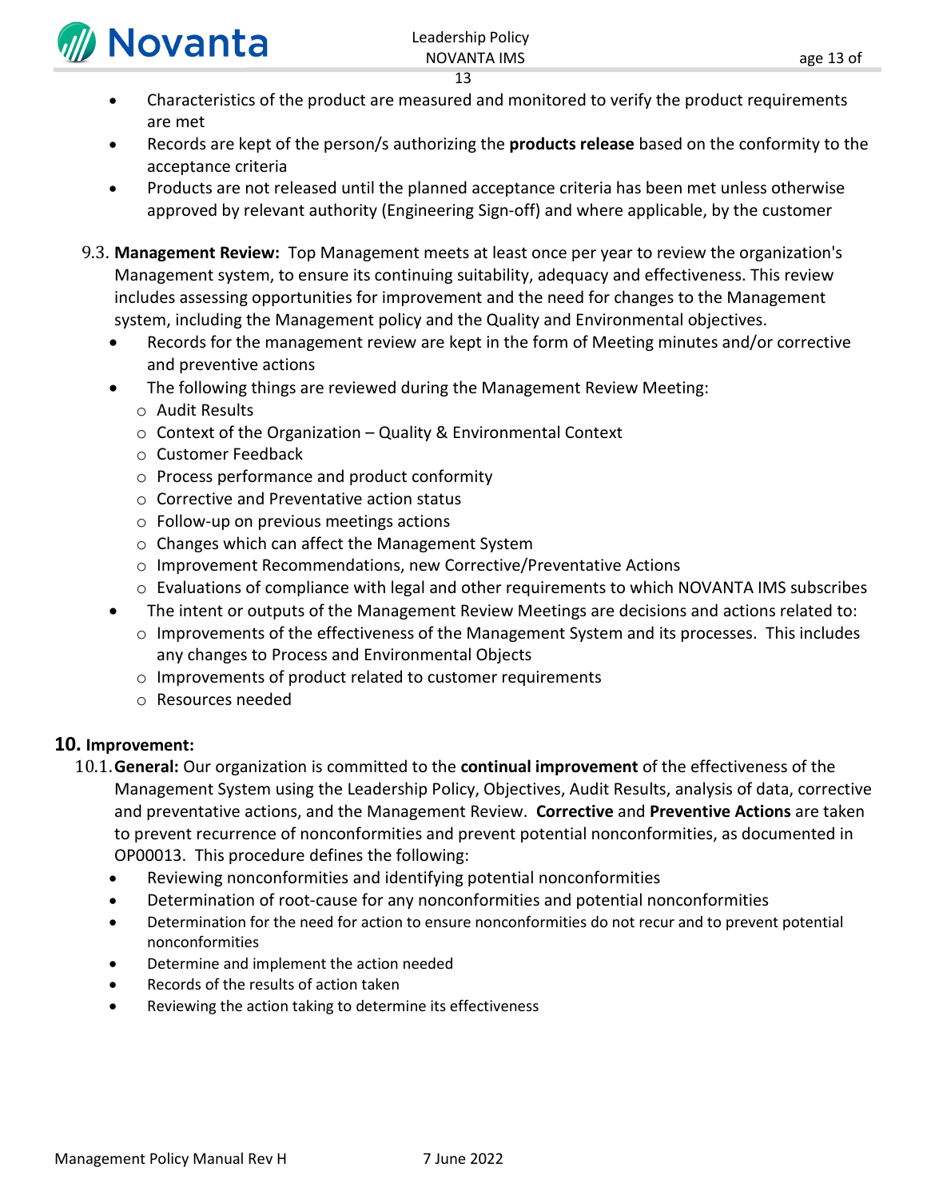- Characteristics of the product are measured and monitored to verify the product requirements are met
- Records are kept of the person/s authorizing the **products release** based on the conformity to the acceptance criteria
- Products are not released until the planned acceptance criteria has been met unless otherwise approved by relevant authority (Engineering Sign-off) and where applicable, by the customer

9.3. **Management Review:** Top Management meets at least once per year to review the organization's Management system, to ensure its continuing suitability, adequacy and effectiveness. This review includes assessing opportunities for improvement and the need for changes to the Management system, including the Management policy and the Quality and Environmental objectives.

- Records for the management review are kept in the form of Meeting minutes and/or corrective and preventive actions
- The following things are reviewed during the Management Review Meeting:
  - Audit Results
  - Context of the Organization – Quality & Environmental Context
  - Customer Feedback
  - Process performance and product conformity
  - Corrective and Preventative action status
  - Follow-up on previous meetings actions
  - Changes which can affect the Management System
  - Improvement Recommendations, new Corrective/Preventative Actions
  - Evaluations of compliance with legal and other requirements to which NOVANTA IMS subscribes
- The intent or outputs of the Management Review Meetings are decisions and actions related to:
  - Improvements of the effectiveness of the Management System and its processes. This includes any changes to Process and Environmental Objects
  - Improvements of product related to customer requirements
  - Resources needed

## 10. Improvement:

10.1. **General:** Our organization is committed to the **continual improvement** of the effectiveness of the Management System using the Leadership Policy, Objectives, Audit Results, analysis of data, corrective and preventative actions, and the Management Review. **Corrective** and **Preventive Actions** are taken to prevent recurrence of nonconformities and prevent potential nonconformities, as documented in OP00013. This procedure defines the following:

- Reviewing nonconformities and identifying potential nonconformities
- Determination of root-cause for any nonconformities and potential nonconformities
- Determination for the need for action to ensure nonconformities do not recur and to prevent potential nonconformities
- Determine and implement the action needed
- Records of the results of action taken
- Reviewing the action taking to determine its effectiveness